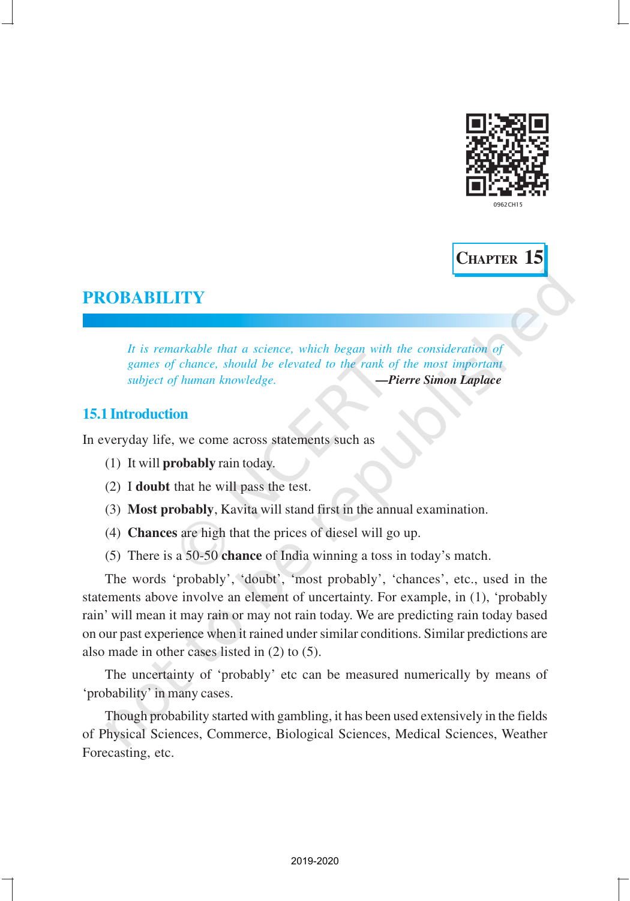CHAPTER 15

# PROBABILITY

*It is remarkable that a science, which began with the consideration of games of chance, should be elevated to the rank of the most important subject of human knowledge.* —***Pierre Simon Laplace***

## 15.1 Introduction

In everyday life, we come across statements such as

(1) It will **probably** rain today.

(2) I **doubt** that he will pass the test.

(3) **Most probably**, Kavita will stand first in the annual examination.

(4) **Chances** are high that the prices of diesel will go up.

(5) There is a 50-50 **chance** of India winning a toss in today's match.

The words 'probably', 'doubt', 'most probably', 'chances', etc., used in the statements above involve an element of uncertainty. For example, in (1), 'probably rain' will mean it may rain or may not rain today. We are predicting rain today based on our past experience when it rained under similar conditions. Similar predictions are also made in other cases listed in (2) to (5).

The uncertainty of 'probably' etc can be measured numerically by means of 'probability' in many cases.

Though probability started with gambling, it has been used extensively in the fields of Physical Sciences, Commerce, Biological Sciences, Medical Sciences, Weather Forecasting, etc.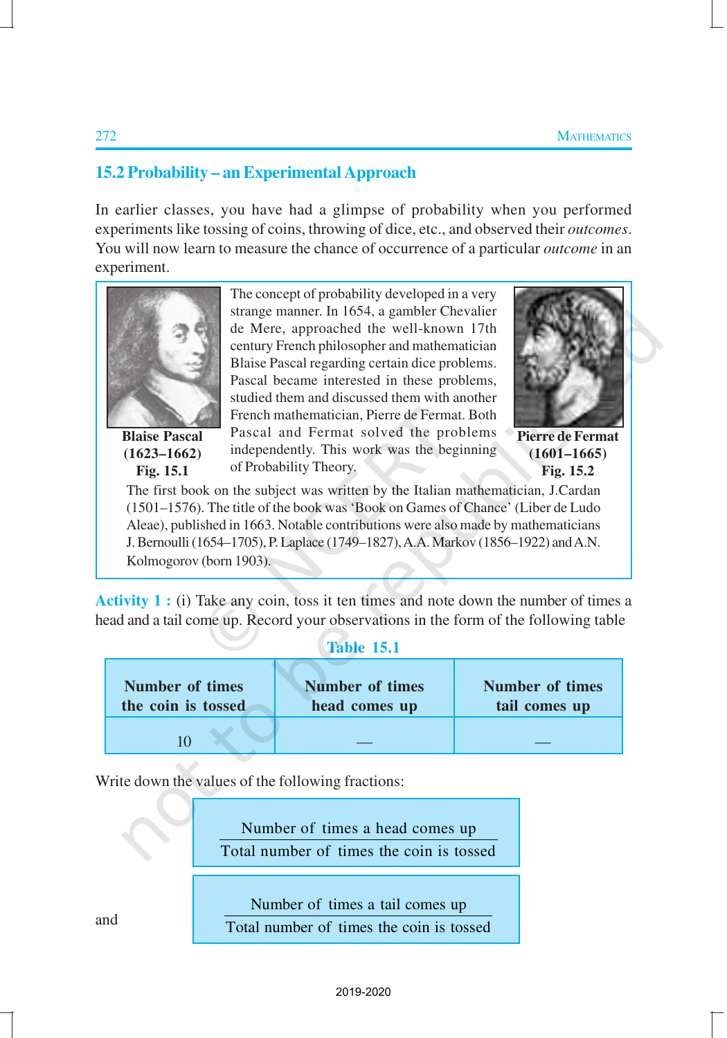## 15.2 Probability – an Experimental Approach

In earlier classes, you have had a glimpse of probability when you performed experiments like tossing of coins, throwing of dice, etc., and observed their *outcomes*. You will now learn to measure the chance of occurrence of a particular *outcome* in an experiment.

**Blaise Pascal (1623–1662)**
**Fig. 15.1**

The concept of probability developed in a very strange manner. In 1654, a gambler Chevalier de Mere, approached the well-known 17th century French philosopher and mathematician Blaise Pascal regarding certain dice problems. Pascal became interested in these problems, studied them and discussed them with another French mathematician, Pierre de Fermat. Both Pascal and Fermat solved the problems independently. This work was the beginning of Probability Theory.

**Pierre de Fermat (1601–1665)**
**Fig. 15.2**

The first book on the subject was written by the Italian mathematician, J.Cardan (1501–1576). The title of the book was 'Book on Games of Chance' (Liber de Ludo Aleae), published in 1663. Notable contributions were also made by mathematicians J. Bernoulli (1654–1705), P. Laplace (1749–1827), A.A. Markov (1856–1922) and A.N. Kolmogorov (born 1903).

**Activity 1 :** (i) Take any coin, toss it ten times and note down the number of times a head and a tail come up. Record your observations in the form of the following table

**Table 15.1**

| Number of times the coin is tossed | Number of times head comes up | Number of times tail comes up |
|---|---|---|
| 10 | — | — |

Write down the values of the following fractions:

$$\frac{\text{Number of times a head comes up}}{\text{Total number of times the coin is tossed}}$$

and

$$\frac{\text{Number of times a tail comes up}}{\text{Total number of times the coin is tossed}}$$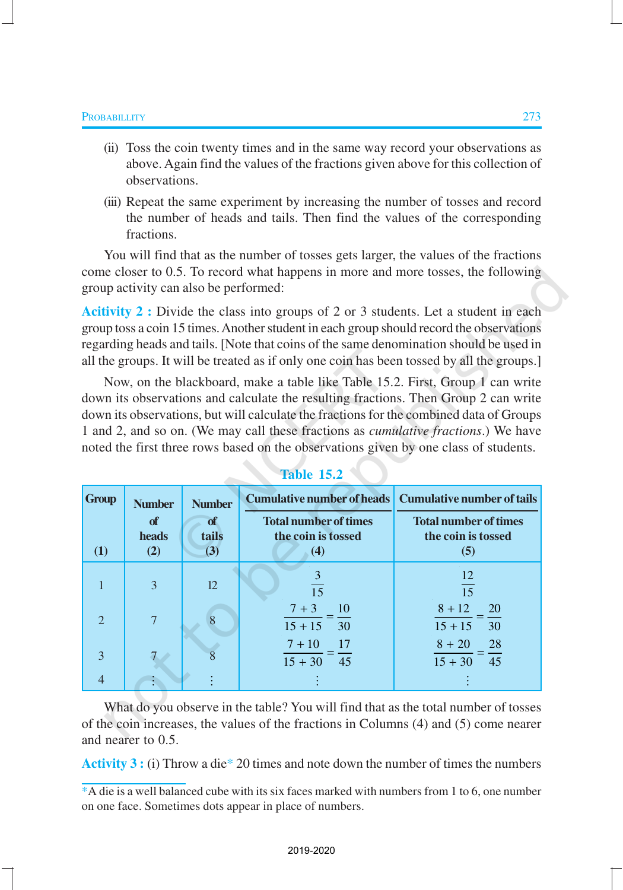(ii) Toss the coin twenty times and in the same way record your observations as above. Again find the values of the fractions given above for this collection of observations.

(iii) Repeat the same experiment by increasing the number of tosses and record the number of heads and tails. Then find the values of the corresponding fractions.

You will find that as the number of tosses gets larger, the values of the fractions come closer to 0.5. To record what happens in more and more tosses, the following group activity can also be performed:

**Acitivity 2 :** Divide the class into groups of 2 or 3 students. Let a student in each group toss a coin 15 times. Another student in each group should record the observations regarding heads and tails. [Note that coins of the same denomination should be used in all the groups. It will be treated as if only one coin has been tossed by all the groups.]

Now, on the blackboard, make a table like Table 15.2. First, Group 1 can write down its observations and calculate the resulting fractions. Then Group 2 can write down its observations, but will calculate the fractions for the combined data of Groups 1 and 2, and so on. (We may call these fractions as *cumulative fractions*.) We have noted the first three rows based on the observations given by one class of students.

**Table 15.2**

| Group (1) | Number of heads (2) | Number of tails (3) | $\frac{\text{Cumulative number of heads}}{\text{Total number of times the coin is tossed}}$ (4) | $\frac{\text{Cumulative number of tails}}{\text{Total number of times the coin is tossed}}$ (5) |
|---|---|---|---|---|
| 1 | 3 | 12 | $\frac{3}{15}$ | $\frac{12}{15}$ |
| 2 | 7 | 8 | $\frac{7+3}{15+15}=\frac{10}{30}$ | $\frac{8+12}{15+15}=\frac{20}{30}$ |
| 3 | 7 | 8 | $\frac{7+10}{15+30}=\frac{17}{45}$ | $\frac{8+20}{15+30}=\frac{28}{45}$ |
| 4 | ⋮ | ⋮ | ⋮ | ⋮ |

What do you observe in the table? You will find that as the total number of tosses of the coin increases, the values of the fractions in Columns (4) and (5) come nearer and nearer to 0.5.

**Activity 3 :** (i) Throw a die* 20 times and note down the number of times the numbers

*A die is a well balanced cube with its six faces marked with numbers from 1 to 6, one number on one face. Sometimes dots appear in place of numbers.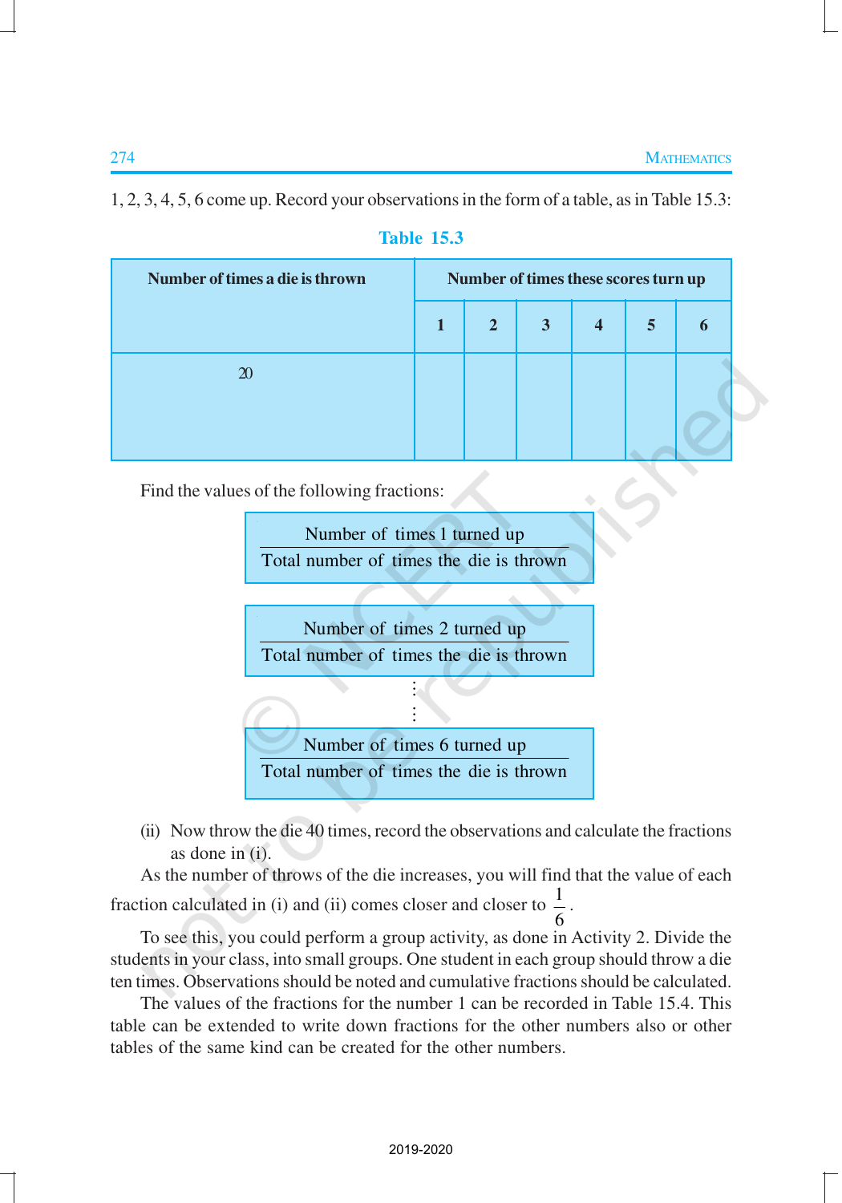1, 2, 3, 4, 5, 6 come up. Record your observations in the form of a table, as in Table 15.3:

**Table 15.3**

| Number of times a die is thrown | Number of times these scores turn up | | | | | |
|---|---|---|---|---|---|---|
| | 1 | 2 | 3 | 4 | 5 | 6 |
| 20 | | | | | | |

Find the values of the following fractions:

$$\frac{\text{Number of times 1 turned up}}{\text{Total number of times the die is thrown}}$$

$$\frac{\text{Number of times 2 turned up}}{\text{Total number of times the die is thrown}}$$

$$\vdots$$

$$\frac{\text{Number of times 6 turned up}}{\text{Total number of times the die is thrown}}$$

(ii) Now throw the die 40 times, record the observations and calculate the fractions as done in (i).

As the number of throws of the die increases, you will find that the value of each fraction calculated in (i) and (ii) comes closer and closer to $\frac{1}{6}$.

To see this, you could perform a group activity, as done in Activity 2. Divide the students in your class, into small groups. One student in each group should throw a die ten times. Observations should be noted and cumulative fractions should be calculated.

The values of the fractions for the number 1 can be recorded in Table 15.4. This table can be extended to write down fractions for the other numbers also or other tables of the same kind can be created for the other numbers.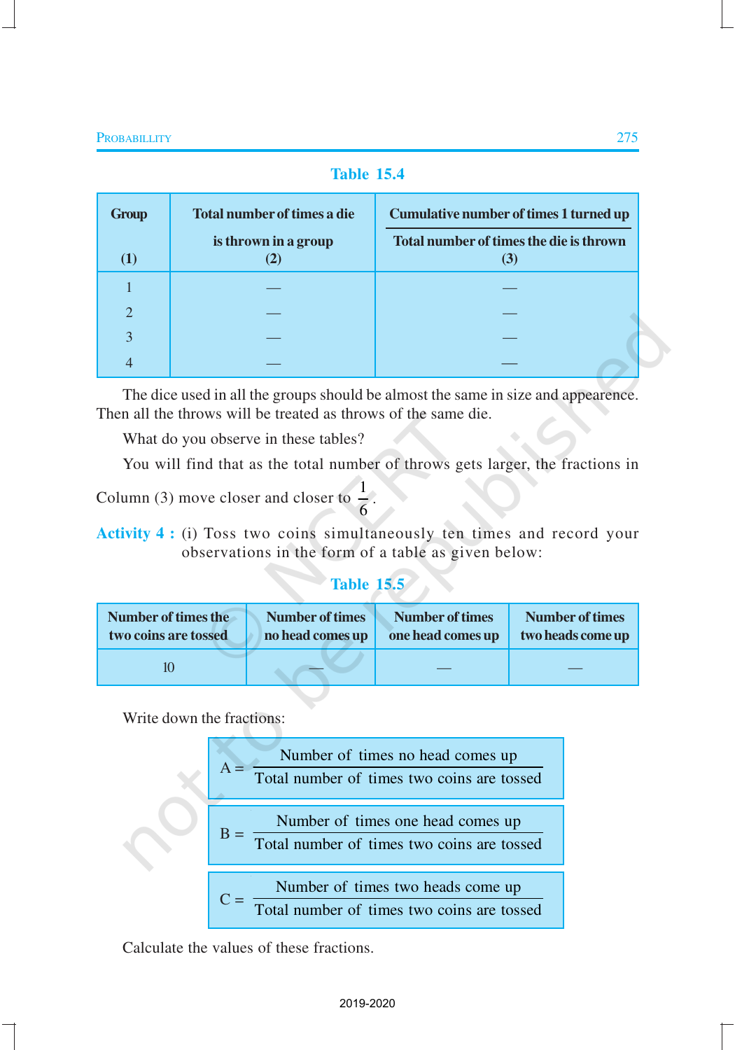**Table 15.4**

| Group<br>(1) | Total number of times a die is thrown in a group<br>(2) | $\frac{\text{Cumulative number of times 1 turned up}}{\text{Total number of times the die is thrown}}$<br>(3) |
|---|---|---|
| 1 | — | — |
| 2 | — | — |
| 3 | — | — |
| 4 | — | — |

The dice used in all the groups should be almost the same in size and appearence. Then all the throws will be treated as throws of the same die.

What do you observe in these tables?

You will find that as the total number of throws gets larger, the fractions in Column (3) move closer and closer to $\frac{1}{6}$.

**Activity 4 :** (i) Toss two coins simultaneously ten times and record your observations in the form of a table as given below:

**Table 15.5**

| Number of times the two coins are tossed | Number of times no head comes up | Number of times one head comes up | Number of times two heads come up |
|---|---|---|---|
| 10 | — | — | — |

Write down the fractions:

$$A = \frac{\text{Number of times no head comes up}}{\text{Total number of times two coins are tossed}}$$

$$B = \frac{\text{Number of times one head comes up}}{\text{Total number of times two coins are tossed}}$$

$$C = \frac{\text{Number of times two heads come up}}{\text{Total number of times two coins are tossed}}$$

Calculate the values of these fractions.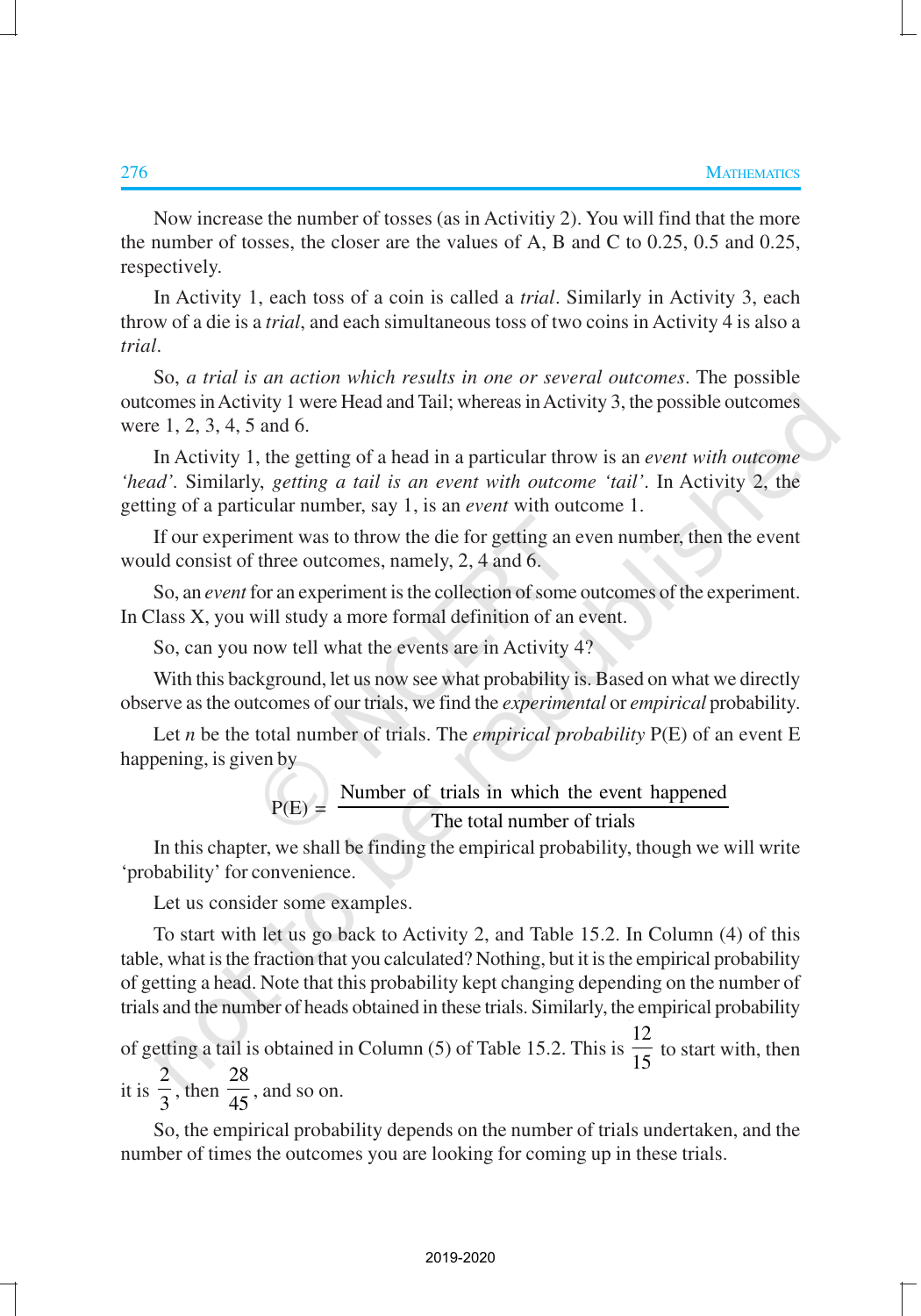Now increase the number of tosses (as in Activitiy 2). You will find that the more the number of tosses, the closer are the values of A, B and C to 0.25, 0.5 and 0.25, respectively.

In Activity 1, each toss of a coin is called a *trial*. Similarly in Activity 3, each throw of a die is a *trial*, and each simultaneous toss of two coins in Activity 4 is also a *trial*.

So, *a trial is an action which results in one or several outcomes*. The possible outcomes in Activity 1 were Head and Tail; whereas in Activity 3, the possible outcomes were 1, 2, 3, 4, 5 and 6.

In Activity 1, the getting of a head in a particular throw is an *event with outcome 'head'*. Similarly, *getting a tail is an event with outcome 'tail'*. In Activity 2, the getting of a particular number, say 1, is an *event* with outcome 1.

If our experiment was to throw the die for getting an even number, then the event would consist of three outcomes, namely, 2, 4 and 6.

So, an *event* for an experiment is the collection of some outcomes of the experiment. In Class X, you will study a more formal definition of an event.

So, can you now tell what the events are in Activity 4?

With this background, let us now see what probability is. Based on what we directly observe as the outcomes of our trials, we find the *experimental* or *empirical* probability.

Let $n$ be the total number of trials. The *empirical probability* P(E) of an event E happening, is given by

$$\text{P(E)} = \frac{\text{Number of trials in which the event happened}}{\text{The total number of trials}}$$

In this chapter, we shall be finding the empirical probability, though we will write 'probability' for convenience.

Let us consider some examples.

To start with let us go back to Activity 2, and Table 15.2. In Column (4) of this table, what is the fraction that you calculated? Nothing, but it is the empirical probability of getting a head. Note that this probability kept changing depending on the number of trials and the number of heads obtained in these trials. Similarly, the empirical probability of getting a tail is obtained in Column (5) of Table 15.2. This is $\frac{12}{15}$ to start with, then it is $\frac{2}{3}$, then $\frac{28}{45}$, and so on.

So, the empirical probability depends on the number of trials undertaken, and the number of times the outcomes you are looking for coming up in these trials.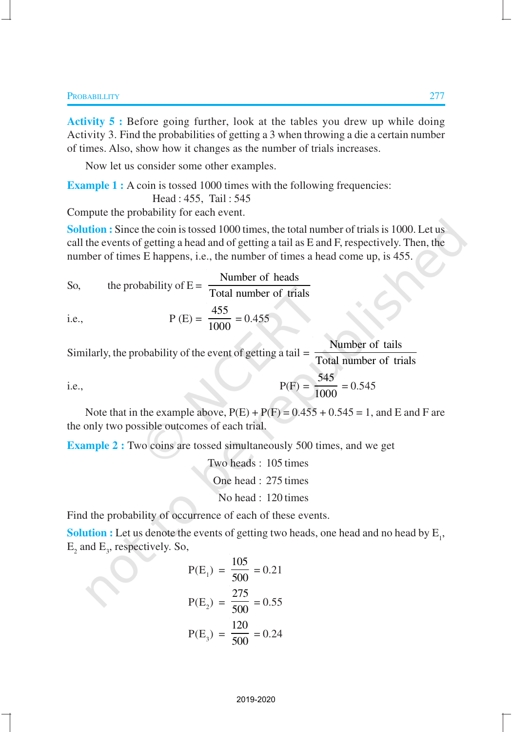**Activity 5 :** Before going further, look at the tables you drew up while doing Activity 3. Find the probabilities of getting a 3 when throwing a die a certain number of times. Also, show how it changes as the number of trials increases.

Now let us consider some other examples.

**Example 1 :** A coin is tossed 1000 times with the following frequencies:

Head : 455, Tail : 545

Compute the probability for each event.

**Solution :** Since the coin is tossed 1000 times, the total number of trials is 1000. Let us call the events of getting a head and of getting a tail as E and F, respectively. Then, the number of times E happens, i.e., the number of times a head come up, is 455.

So, the probability of $E = \dfrac{\text{Number of heads}}{\text{Total number of trials}}$

i.e., $$P(E) = \frac{455}{1000} = 0.455$$

Similarly, the probability of the event of getting a tail $= \dfrac{\text{Number of tails}}{\text{Total number of trials}}$

i.e., $$P(F) = \frac{545}{1000} = 0.545$$

Note that in the example above, $P(E) + P(F) = 0.455 + 0.545 = 1$, and E and F are the only two possible outcomes of each trial.

**Example 2 :** Two coins are tossed simultaneously 500 times, and we get

Two heads : 105 times

One head : 275 times

No head : 120 times

Find the probability of occurrence of each of these events.

**Solution :** Let us denote the events of getting two heads, one head and no head by $E_1$, $E_2$ and $E_3$, respectively. So,

$$P(E_1) = \frac{105}{500} = 0.21$$

$$P(E_2) = \frac{275}{500} = 0.55$$

$$P(E_3) = \frac{120}{500} = 0.24$$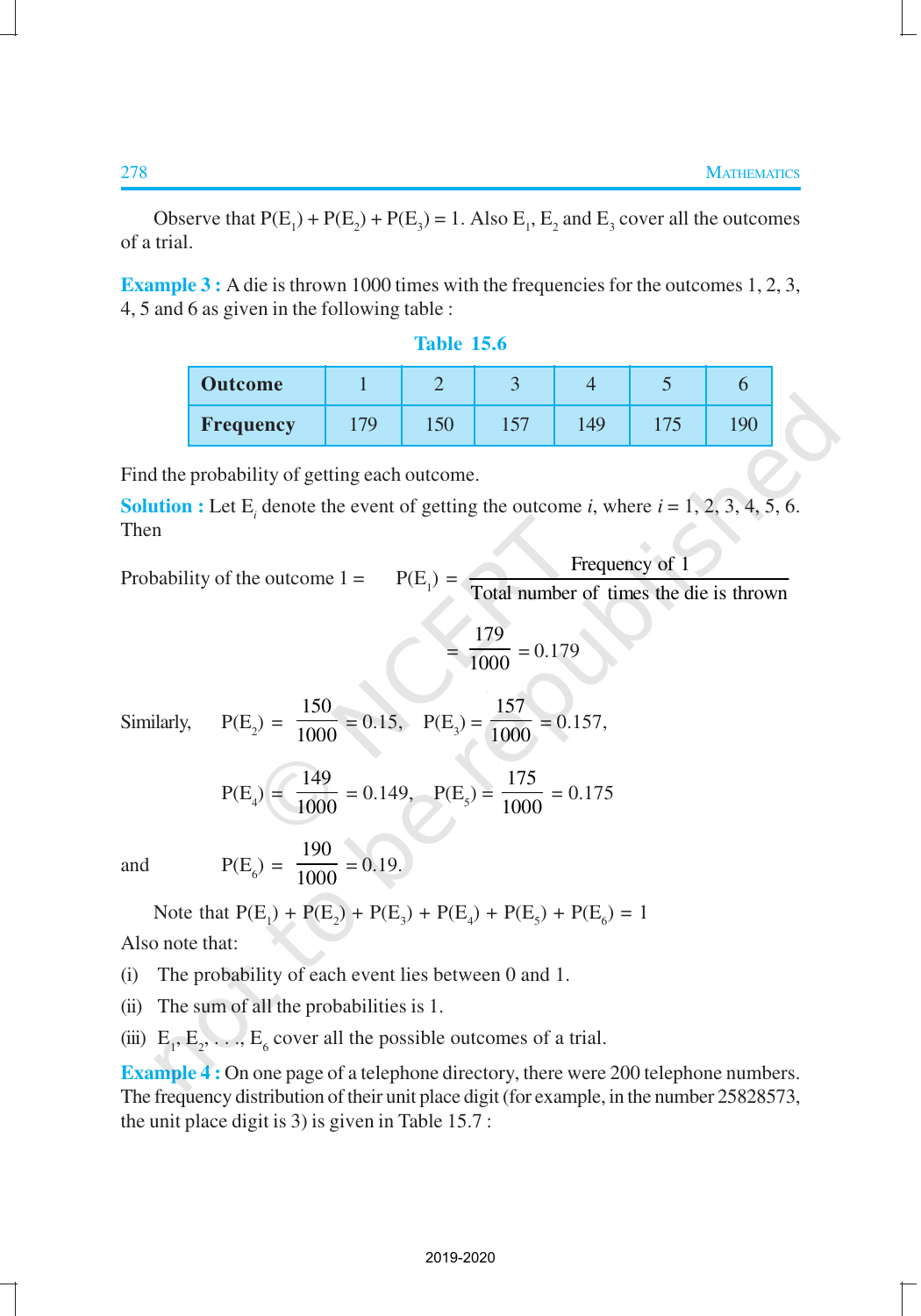Observe that $P(E_1) + P(E_2) + P(E_3) = 1$. Also $E_1$, $E_2$ and $E_3$ cover all the outcomes of a trial.

**Example 3 :** A die is thrown 1000 times with the frequencies for the outcomes 1, 2, 3, 4, 5 and 6 as given in the following table :

**Table 15.6**

| **Outcome** | 1 | 2 | 3 | 4 | 5 | 6 |
|---|---|---|---|---|---|---|
| **Frequency** | 179 | 150 | 157 | 149 | 175 | 190 |

Find the probability of getting each outcome.

**Solution :** Let $E_i$ denote the event of getting the outcome $i$, where $i = 1, 2, 3, 4, 5, 6$. Then

$$\text{Probability of the outcome } 1 = P(E_1) = \frac{\text{Frequency of 1}}{\text{Total number of times the die is thrown}}$$

$$= \frac{179}{1000} = 0.179$$

Similarly, $P(E_2) = \dfrac{150}{1000} = 0.15$, $P(E_3) = \dfrac{157}{1000} = 0.157$,

$P(E_4) = \dfrac{149}{1000} = 0.149$, $P(E_5) = \dfrac{175}{1000} = 0.175$

and $P(E_6) = \dfrac{190}{1000} = 0.19$.

Note that $P(E_1) + P(E_2) + P(E_3) + P(E_4) + P(E_5) + P(E_6) = 1$

Also note that:

(i) The probability of each event lies between 0 and 1.

(ii) The sum of all the probabilities is 1.

(iii) $E_1, E_2, \ldots, E_6$ cover all the possible outcomes of a trial.

**Example 4 :** On one page of a telephone directory, there were 200 telephone numbers. The frequency distribution of their unit place digit (for example, in the number 25828573, the unit place digit is 3) is given in Table 15.7 :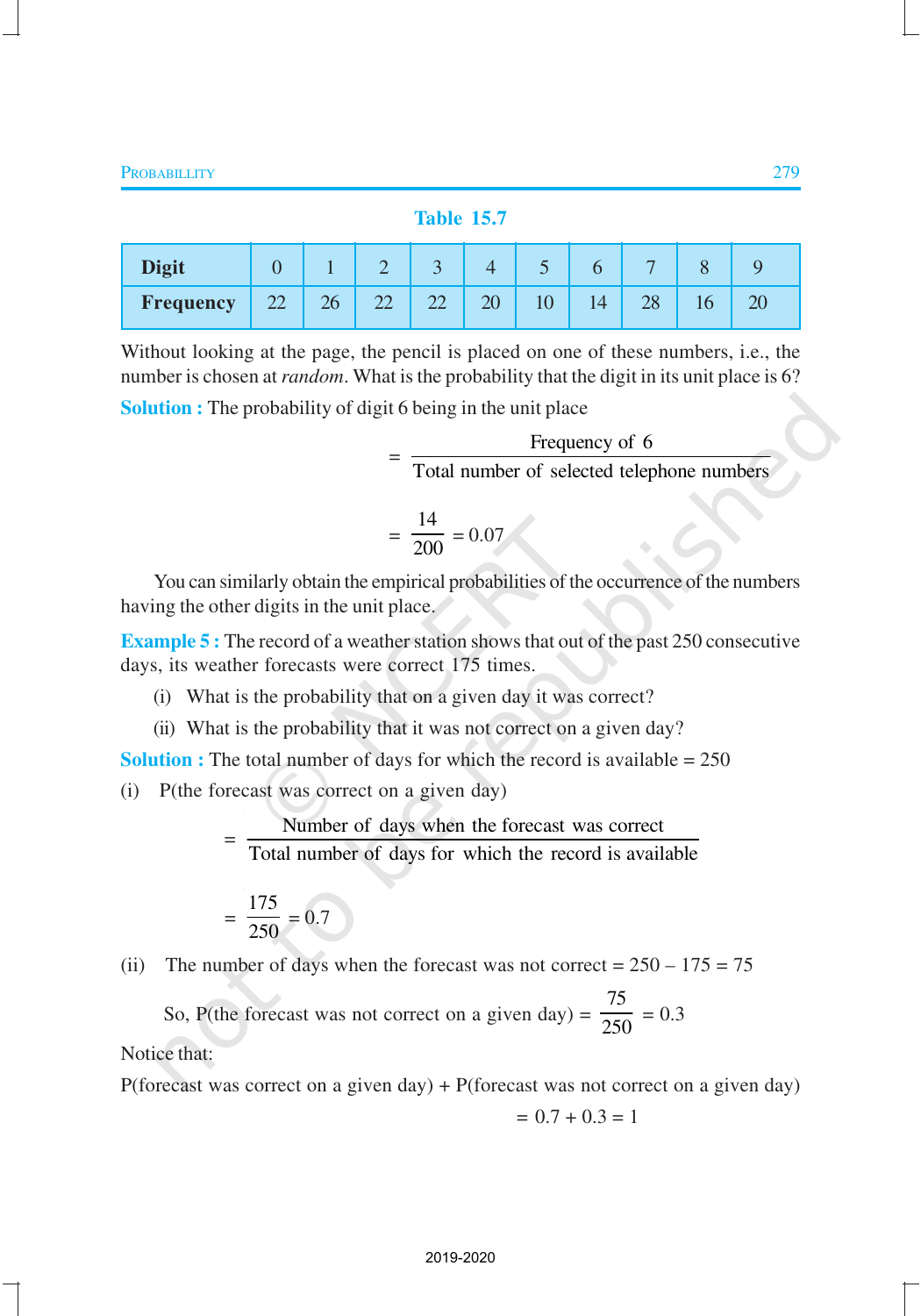Table 15.7

| Digit | 0 | 1 | 2 | 3 | 4 | 5 | 6 | 7 | 8 | 9 |
|---|---|---|---|---|---|---|---|---|---|---|
| Frequency | 22 | 26 | 22 | 22 | 20 | 10 | 14 | 28 | 16 | 20 |

Without looking at the page, the pencil is placed on one of these numbers, i.e., the number is chosen at *random*. What is the probability that the digit in its unit place is 6?

**Solution :** The probability of digit 6 being in the unit place

$$= \frac{\text{Frequency of 6}}{\text{Total number of selected telephone numbers}}$$

$$= \frac{14}{200} = 0.07$$

You can similarly obtain the empirical probabilities of the occurrence of the numbers having the other digits in the unit place.

**Example 5 :** The record of a weather station shows that out of the past 250 consecutive days, its weather forecasts were correct 175 times.

(i) What is the probability that on a given day it was correct?

(ii) What is the probability that it was not correct on a given day?

**Solution :** The total number of days for which the record is available = 250

(i) P(the forecast was correct on a given day)

$$= \frac{\text{Number of days when the forecast was correct}}{\text{Total number of days for which the record is available}}$$

$$= \frac{175}{250} = 0.7$$

(ii) The number of days when the forecast was not correct = 250 – 175 = 75

So, P(the forecast was not correct on a given day) $= \frac{75}{250} = 0.3$

Notice that:

P(forecast was correct on a given day) + P(forecast was not correct on a given day)

$$= 0.7 + 0.3 = 1$$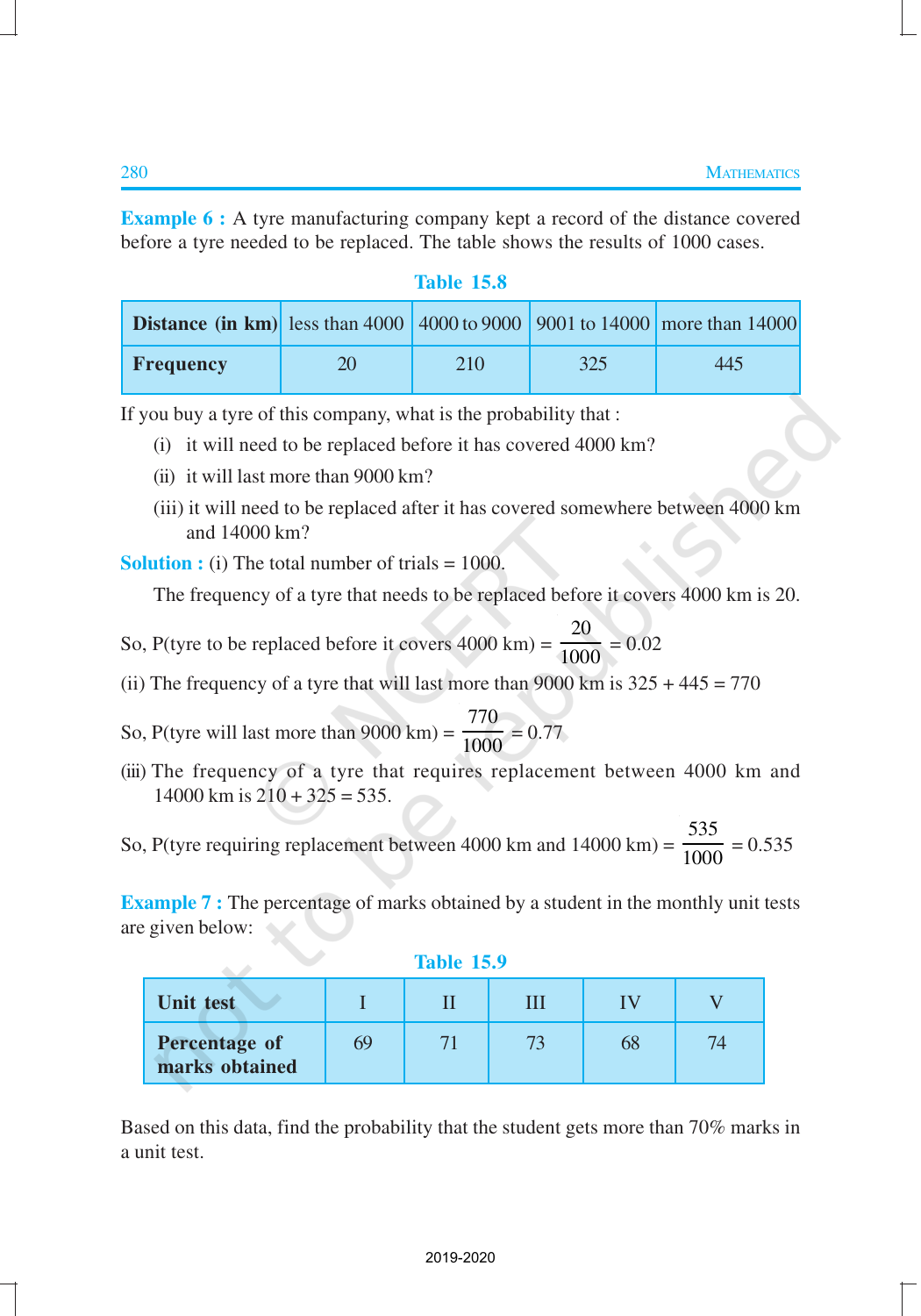**Example 6 :** A tyre manufacturing company kept a record of the distance covered before a tyre needed to be replaced. The table shows the results of 1000 cases.

**Table 15.8**

| **Distance (in km)** | less than 4000 | 4000 to 9000 | 9001 to 14000 | more than 14000 |
|---|---|---|---|---|
| **Frequency** | 20 | 210 | 325 | 445 |

If you buy a tyre of this company, what is the probability that :

(i) it will need to be replaced before it has covered 4000 km?

(ii) it will last more than 9000 km?

(iii) it will need to be replaced after it has covered somewhere between 4000 km and 14000 km?

**Solution :** (i) The total number of trials = 1000.

The frequency of a tyre that needs to be replaced before it covers 4000 km is 20.

So, P(tyre to be replaced before it covers 4000 km) = $\frac{20}{1000} = 0.02$

(ii) The frequency of a tyre that will last more than 9000 km is 325 + 445 = 770

So, P(tyre will last more than 9000 km) = $\frac{770}{1000} = 0.77$

(iii) The frequency of a tyre that requires replacement between 4000 km and 14000 km is 210 + 325 = 535.

So, P(tyre requiring replacement between 4000 km and 14000 km) = $\frac{535}{1000} = 0.535$

**Example 7 :** The percentage of marks obtained by a student in the monthly unit tests are given below:

**Table 15.9**

| **Unit test** | I | II | III | IV | V |
|---|---|---|---|---|---|
| **Percentage of marks obtained** | 69 | 71 | 73 | 68 | 74 |

Based on this data, find the probability that the student gets more than 70% marks in a unit test.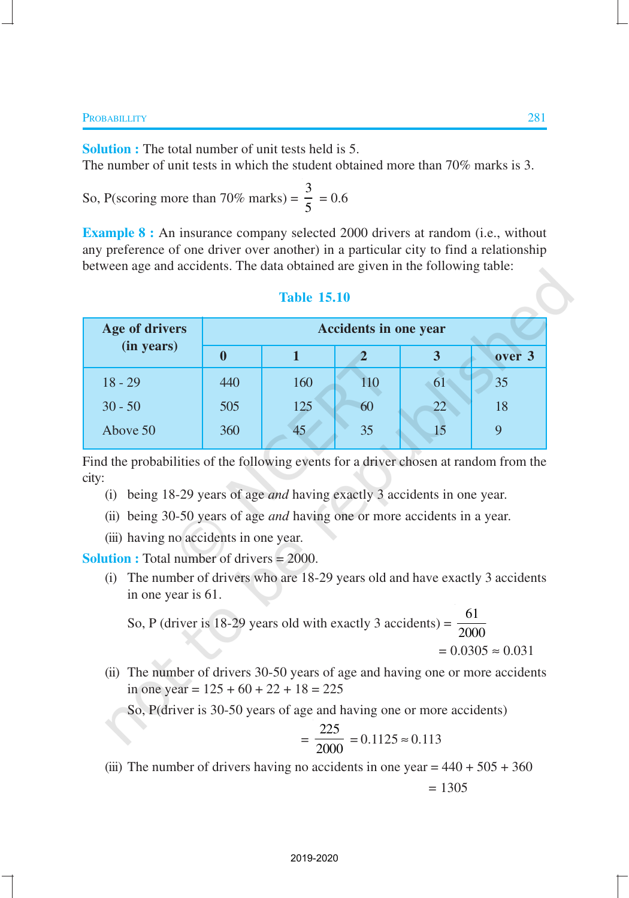**Solution :** The total number of unit tests held is 5.
The number of unit tests in which the student obtained more than 70% marks is 3.

So, P(scoring more than 70% marks) = $\frac{3}{5}$ = 0.6

**Example 8 :** An insurance company selected 2000 drivers at random (i.e., without any preference of one driver over another) in a particular city to find a relationship between age and accidents. The data obtained are given in the following table:

**Table 15.10**

| Age of drivers (in years) | Accidents in one year | | | | |
|---|---|---|---|---|---|
| | **0** | **1** | **2** | **3** | **over 3** |
| 18 - 29 | 440 | 160 | 110 | 61 | 35 |
| 30 - 50 | 505 | 125 | 60 | 22 | 18 |
| Above 50 | 360 | 45 | 35 | 15 | 9 |

Find the probabilities of the following events for a driver chosen at random from the city:

(i) being 18-29 years of age *and* having exactly 3 accidents in one year.

(ii) being 30-50 years of age *and* having one or more accidents in a year.

(iii) having no accidents in one year.

**Solution :** Total number of drivers = 2000.

(i) The number of drivers who are 18-29 years old and have exactly 3 accidents in one year is 61.

So, P (driver is 18-29 years old with exactly 3 accidents) = $\frac{61}{2000}$

$= 0.0305 \approx 0.031$

(ii) The number of drivers 30-50 years of age and having one or more accidents in one year = 125 + 60 + 22 + 18 = 225

So, P(driver is 30-50 years of age and having one or more accidents)

$= \frac{225}{2000} = 0.1125 \approx 0.113$

(iii) The number of drivers having no accidents in one year = 440 + 505 + 360

= 1305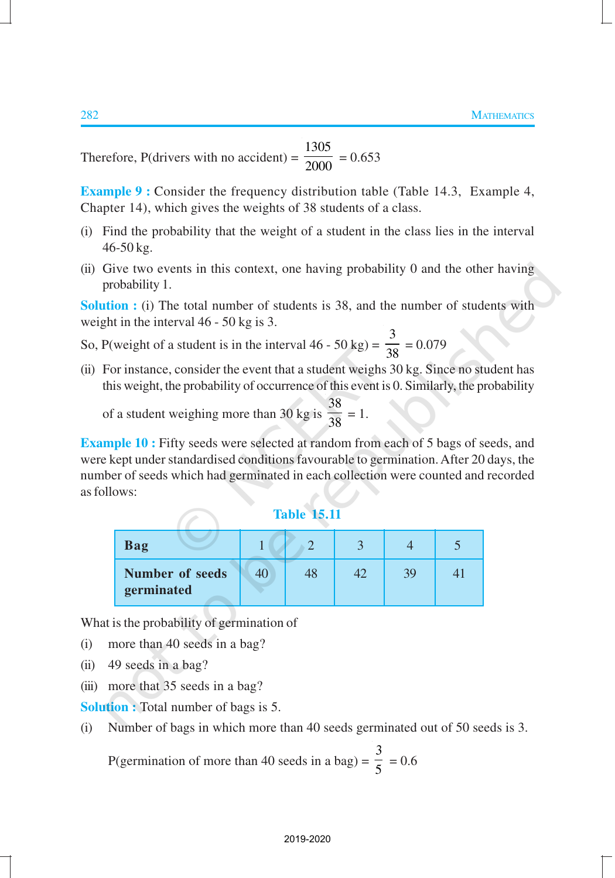Therefore, P(drivers with no accident) = $\frac{1305}{2000} = 0.653$

**Example 9 :** Consider the frequency distribution table (Table 14.3, Example 4, Chapter 14), which gives the weights of 38 students of a class.

(i) Find the probability that the weight of a student in the class lies in the interval 46-50 kg.

(ii) Give two events in this context, one having probability 0 and the other having probability 1.

**Solution :** (i) The total number of students is 38, and the number of students with weight in the interval 46 - 50 kg is 3.

So, P(weight of a student is in the interval 46 - 50 kg) = $\frac{3}{38} = 0.079$

(ii) For instance, consider the event that a student weighs 30 kg. Since no student has this weight, the probability of occurrence of this event is 0. Similarly, the probability of a student weighing more than 30 kg is $\frac{38}{38} = 1$.

**Example 10 :** Fifty seeds were selected at random from each of 5 bags of seeds, and were kept under standardised conditions favourable to germination. After 20 days, the number of seeds which had germinated in each collection were counted and recorded as follows:

**Table 15.11**

| **Bag** | 1 | 2 | 3 | 4 | 5 |
|---|---|---|---|---|---|
| **Number of seeds germinated** | 40 | 48 | 42 | 39 | 41 |

What is the probability of germination of

(i) more than 40 seeds in a bag?

(ii) 49 seeds in a bag?

(iii) more that 35 seeds in a bag?

**Solution :** Total number of bags is 5.

(i) Number of bags in which more than 40 seeds germinated out of 50 seeds is 3.

P(germination of more than 40 seeds in a bag) = $\frac{3}{5} = 0.6$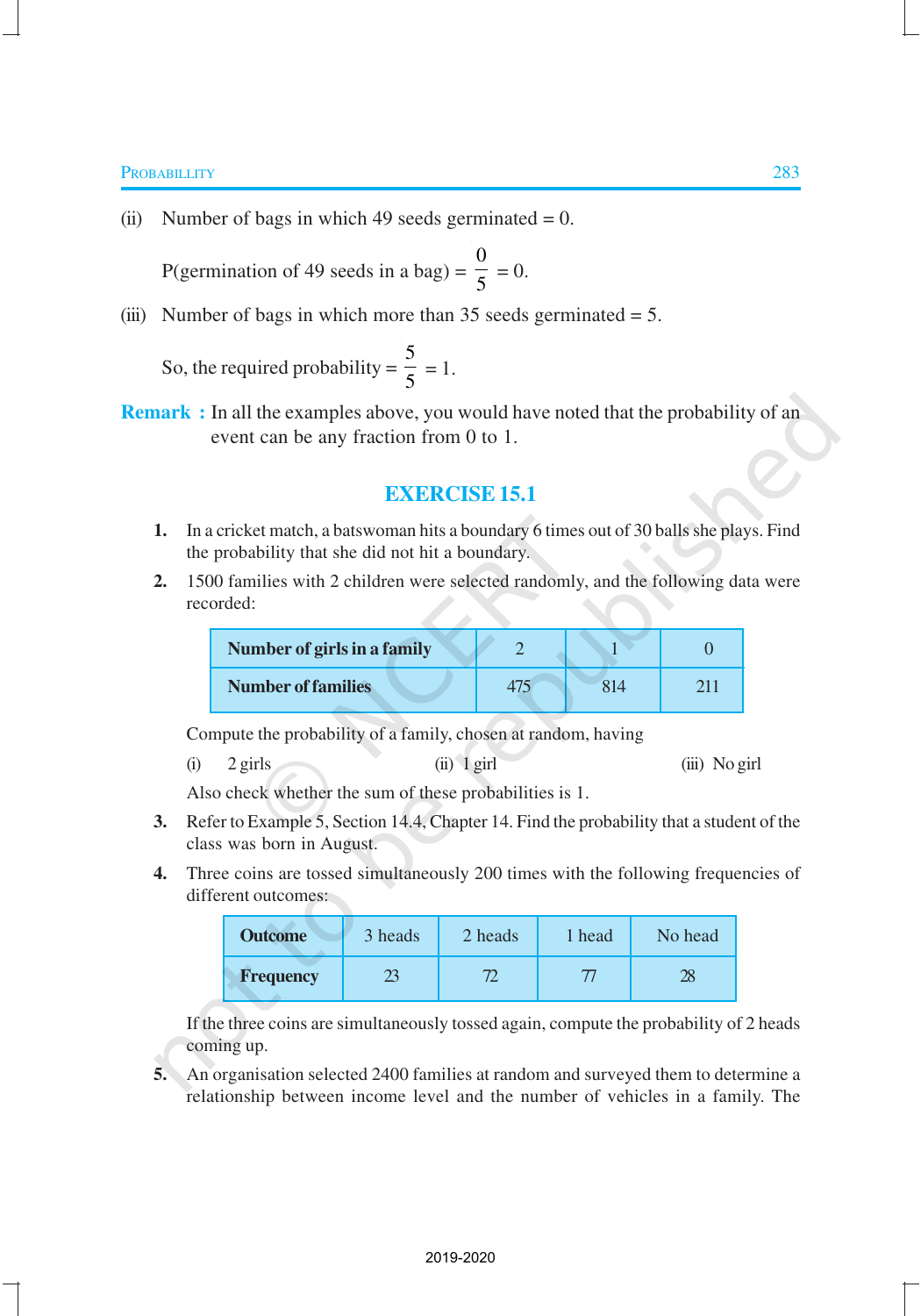(ii) Number of bags in which 49 seeds germinated = 0.

P(germination of 49 seeds in a bag) = $\frac{0}{5}$ = 0.

(iii) Number of bags in which more than 35 seeds germinated = 5.

So, the required probability = $\frac{5}{5}$ = 1.

**Remark :** In all the examples above, you would have noted that the probability of an event can be any fraction from 0 to 1.

## EXERCISE 15.1

1. In a cricket match, a batswoman hits a boundary 6 times out of 30 balls she plays. Find the probability that she did not hit a boundary.

2. 1500 families with 2 children were selected randomly, and the following data were recorded:

| Number of girls in a family | 2 | 1 | 0 |
|---|---|---|---|
| Number of families | 475 | 814 | 211 |

Compute the probability of a family, chosen at random, having

(i) 2 girls (ii) 1 girl (iii) No girl

Also check whether the sum of these probabilities is 1.

3. Refer to Example 5, Section 14.4, Chapter 14. Find the probability that a student of the class was born in August.

4. Three coins are tossed simultaneously 200 times with the following frequencies of different outcomes:

| Outcome | 3 heads | 2 heads | 1 head | No head |
|---|---|---|---|---|
| Frequency | 23 | 72 | 77 | 28 |

If the three coins are simultaneously tossed again, compute the probability of 2 heads coming up.

5. An organisation selected 2400 families at random and surveyed them to determine a relationship between income level and the number of vehicles in a family. The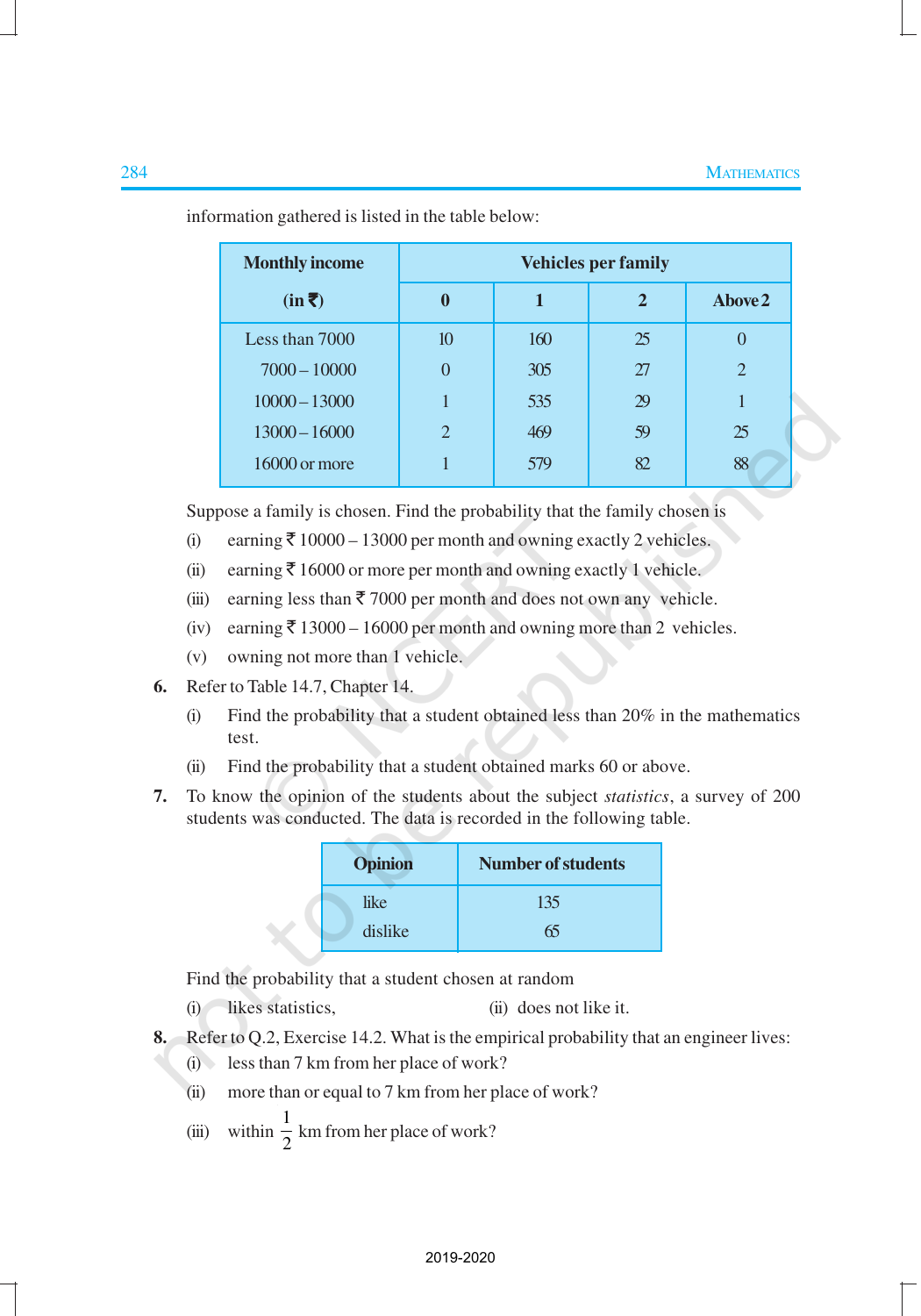information gathered is listed in the table below:

| Monthly income (in ₹) | Vehicles per family | | | |
|---|---|---|---|---|
| | 0 | 1 | 2 | Above 2 |
| Less than 7000 | 10 | 160 | 25 | 0 |
| 7000 – 10000 | 0 | 305 | 27 | 2 |
| 10000 – 13000 | 1 | 535 | 29 | 1 |
| 13000 – 16000 | 2 | 469 | 59 | 25 |
| 16000 or more | 1 | 579 | 82 | 88 |

Suppose a family is chosen. Find the probability that the family chosen is

(i) earning ₹ 10000 – 13000 per month and owning exactly 2 vehicles.

(ii) earning ₹ 16000 or more per month and owning exactly 1 vehicle.

(iii) earning less than ₹ 7000 per month and does not own any vehicle.

(iv) earning ₹ 13000 – 16000 per month and owning more than 2 vehicles.

(v) owning not more than 1 vehicle.

**6.** Refer to Table 14.7, Chapter 14.

(i) Find the probability that a student obtained less than 20% in the mathematics test.

(ii) Find the probability that a student obtained marks 60 or above.

**7.** To know the opinion of the students about the subject *statistics*, a survey of 200 students was conducted. The data is recorded in the following table.

| Opinion | Number of students |
|---|---|
| like | 135 |
| dislike | 65 |

Find the probability that a student chosen at random

(i) likes statistics, (ii) does not like it.

**8.** Refer to Q.2, Exercise 14.2. What is the empirical probability that an engineer lives:

(i) less than 7 km from her place of work?

(ii) more than or equal to 7 km from her place of work?

(iii) within $\frac{1}{2}$ km from her place of work?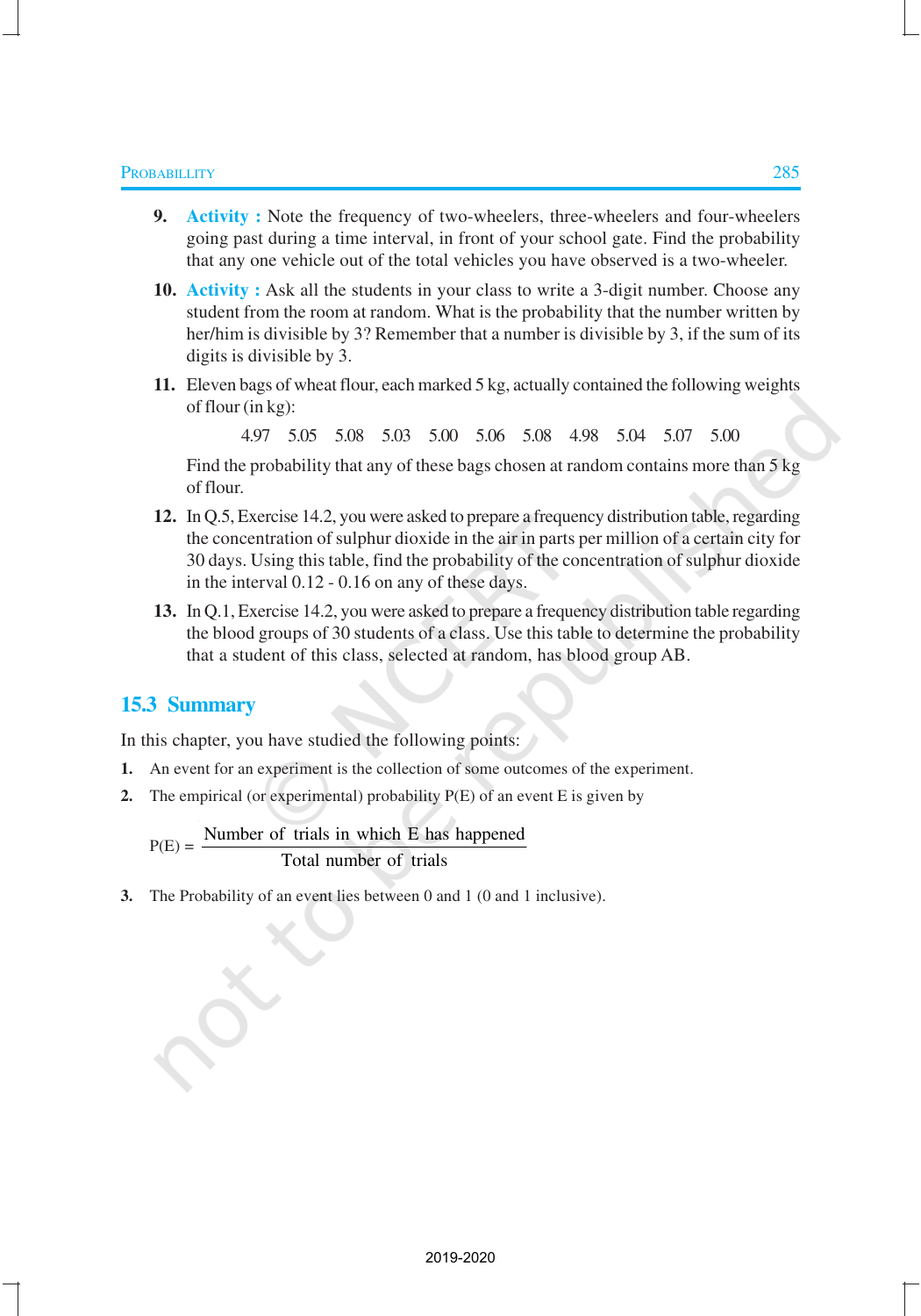9. **Activity :** Note the frequency of two-wheelers, three-wheelers and four-wheelers going past during a time interval, in front of your school gate. Find the probability that any one vehicle out of the total vehicles you have observed is a two-wheeler.

10. **Activity :** Ask all the students in your class to write a 3-digit number. Choose any student from the room at random. What is the probability that the number written by her/him is divisible by 3? Remember that a number is divisible by 3, if the sum of its digits is divisible by 3.

11. Eleven bags of wheat flour, each marked 5 kg, actually contained the following weights of flour (in kg):

    4.97 5.05 5.08 5.03 5.00 5.06 5.08 4.98 5.04 5.07 5.00

    Find the probability that any of these bags chosen at random contains more than 5 kg of flour.

12. In Q.5, Exercise 14.2, you were asked to prepare a frequency distribution table, regarding the concentration of sulphur dioxide in the air in parts per million of a certain city for 30 days. Using this table, find the probability of the concentration of sulphur dioxide in the interval 0.12 - 0.16 on any of these days.

13. In Q.1, Exercise 14.2, you were asked to prepare a frequency distribution table regarding the blood groups of 30 students of a class. Use this table to determine the probability that a student of this class, selected at random, has blood group AB.

## 15.3 Summary

In this chapter, you have studied the following points:

1. An event for an experiment is the collection of some outcomes of the experiment.
2. The empirical (or experimental) probability P(E) of an event E is given by

$$P(E) = \frac{\text{Number of trials in which E has happened}}{\text{Total number of trials}}$$

3. The Probability of an event lies between 0 and 1 (0 and 1 inclusive).